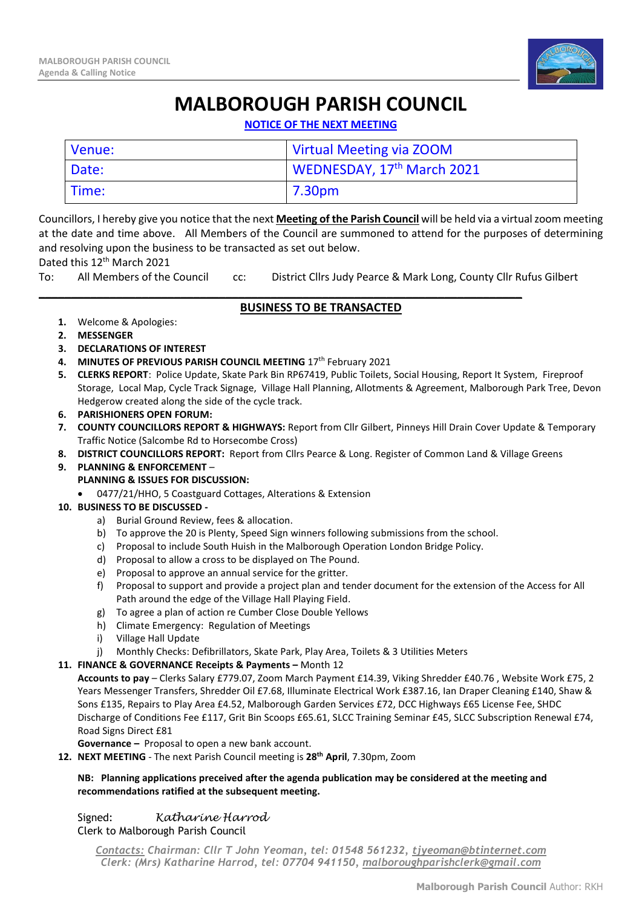# MALBOROUGH PARISH COUNCIL

**NOTICE OF THE NEXT MEETING**

| Venue: | Virtual Meeting via ZOOM |
|---|---|
| Date: | WEDNESDAY, 17th March 2021 |
| Time: | 7.30pm |

Councillors, I hereby give you notice that the next **Meeting of the Parish Council** will be held via a virtual zoom meeting at the date and time above. All Members of the Council are summoned to attend for the purposes of determining and resolving upon the business to be transacted as set out below.

Dated this 12th March 2021

To: All Members of the Council cc: District Cllrs Judy Pearce & Mark Long, County Cllr Rufus Gilbert

## BUSINESS TO BE TRANSACTED

1. Welcome & Apologies:
2. **MESSENGER**
3. **DECLARATIONS OF INTEREST**
4. **MINUTES OF PREVIOUS PARISH COUNCIL MEETING** 17th February 2021
5. **CLERKS REPORT**: Police Update, Skate Park Bin RP67419, Public Toilets, Social Housing, Report It System, Fireproof Storage, Local Map, Cycle Track Signage, Village Hall Planning, Allotments & Agreement, Malborough Park Tree, Devon Hedgerow created along the side of the cycle track.
6. **PARISHIONERS OPEN FORUM:**
7. **COUNTY COUNCILLORS REPORT & HIGHWAYS:** Report from Cllr Gilbert, Pinneys Hill Drain Cover Update & Temporary Traffic Notice (Salcombe Rd to Horsecombe Cross)
8. **DISTRICT COUNCILLORS REPORT:** Report from Cllrs Pearce & Long. Register of Common Land & Village Greens
9. **PLANNING & ENFORCEMENT** –
   **PLANNING & ISSUES FOR DISCUSSION:**
   - 0477/21/HHO, 5 Coastguard Cottages, Alterations & Extension
10. **BUSINESS TO BE DISCUSSED -**
    a) Burial Ground Review, fees & allocation.
    b) To approve the 20 is Plenty, Speed Sign winners following submissions from the school.
    c) Proposal to include South Huish in the Malborough Operation London Bridge Policy.
    d) Proposal to allow a cross to be displayed on The Pound.
    e) Proposal to approve an annual service for the gritter.
    f) Proposal to support and provide a project plan and tender document for the extension of the Access for All Path around the edge of the Village Hall Playing Field.
    g) To agree a plan of action re Cumber Close Double Yellows
    h) Climate Emergency: Regulation of Meetings
    i) Village Hall Update
    j) Monthly Checks: Defibrillators, Skate Park, Play Area, Toilets & 3 Utilities Meters
11. **FINANCE & GOVERNANCE Receipts & Payments –** Month 12
    **Accounts to pay** – Clerks Salary £779.07, Zoom March Payment £14.39, Viking Shredder £40.76 , Website Work £75, 2 Years Messenger Transfers, Shredder Oil £7.68, Illuminate Electrical Work £387.16, Ian Draper Cleaning £140, Shaw & Sons £135, Repairs to Play Area £4.52, Malborough Garden Services £72, DCC Highways £65 License Fee, SHDC Discharge of Conditions Fee £117, Grit Bin Scoops £65.61, SLCC Training Seminar £45, SLCC Subscription Renewal £74, Road Signs Direct £81
    **Governance –** Proposal to open a new bank account.
12. **NEXT MEETING** - The next Parish Council meeting is **28th April**, 7.30pm, Zoom

**NB: Planning applications preceived after the agenda publication may be considered at the meeting and recommendations ratified at the subsequent meeting.**

Signed: *Katharine Harrod*
Clerk to Malborough Parish Council

*Contacts: Chairman: Cllr T John Yeoman, tel: 01548 561232, tjyeoman@btinternet.com*
*Clerk: (Mrs) Katharine Harrod, tel: 07704 941150, malboroughparishclerk@gmail.com*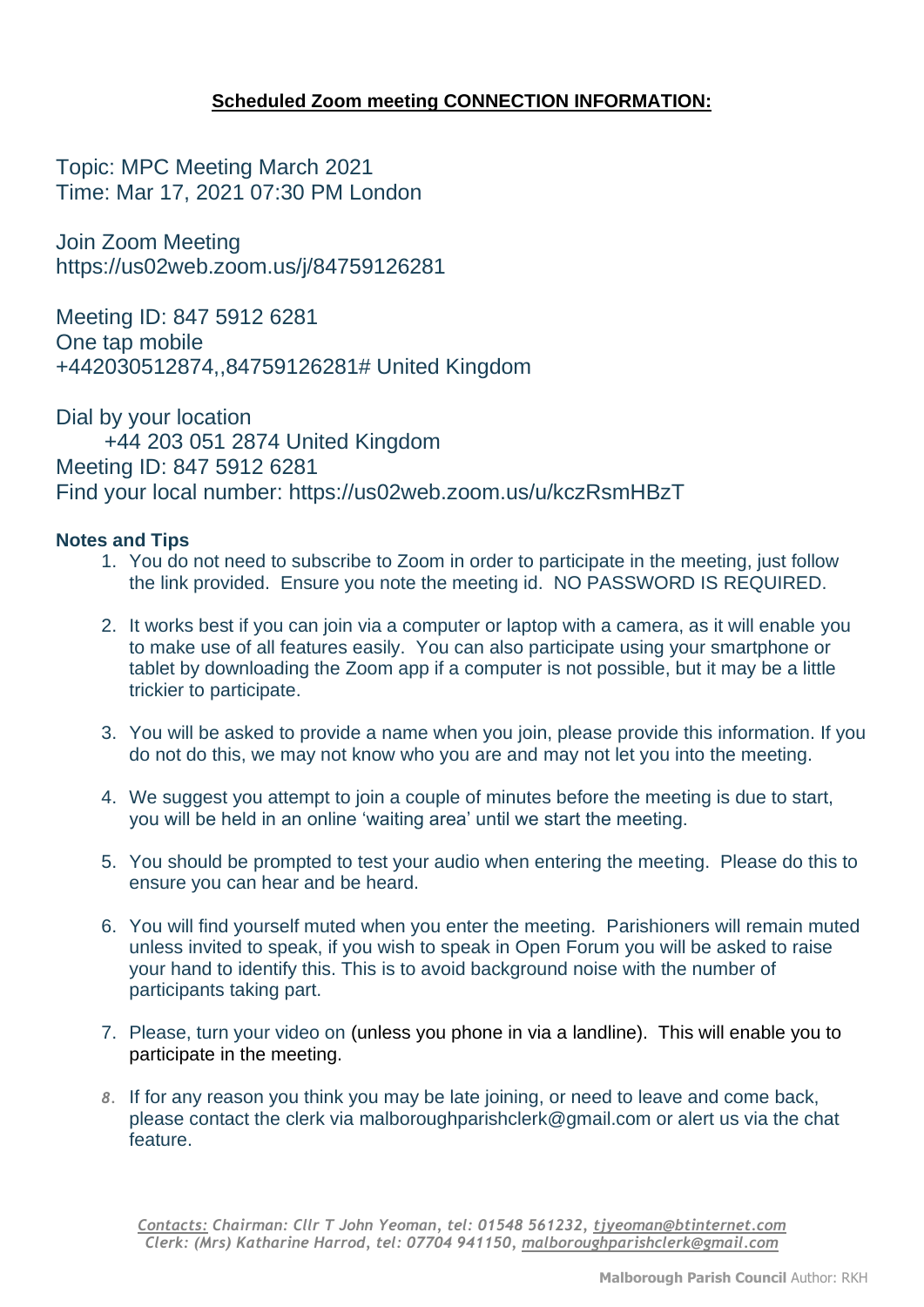**Scheduled Zoom meeting CONNECTION INFORMATION:**

Topic: MPC Meeting March 2021
Time: Mar 17, 2021 07:30 PM London

Join Zoom Meeting
https://us02web.zoom.us/j/84759126281

Meeting ID: 847 5912 6281
One tap mobile
+442030512874,,84759126281# United Kingdom

Dial by your location
+44 203 051 2874 United Kingdom
Meeting ID: 847 5912 6281
Find your local number: https://us02web.zoom.us/u/kczRsmHBzT

**Notes and Tips**

1. You do not need to subscribe to Zoom in order to participate in the meeting, just follow the link provided. Ensure you note the meeting id. NO PASSWORD IS REQUIRED.
2. It works best if you can join via a computer or laptop with a camera, as it will enable you to make use of all features easily. You can also participate using your smartphone or tablet by downloading the Zoom app if a computer is not possible, but it may be a little trickier to participate.
3. You will be asked to provide a name when you join, please provide this information. If you do not do this, we may not know who you are and may not let you into the meeting.
4. We suggest you attempt to join a couple of minutes before the meeting is due to start, you will be held in an online 'waiting area' until we start the meeting.
5. You should be prompted to test your audio when entering the meeting. Please do this to ensure you can hear and be heard.
6. You will find yourself muted when you enter the meeting. Parishioners will remain muted unless invited to speak, if you wish to speak in Open Forum you will be asked to raise your hand to identify this. This is to avoid background noise with the number of participants taking part.
7. Please, turn your video on (unless you phone in via a landline). This will enable you to participate in the meeting.
8. If for any reason you think you may be late joining, or need to leave and come back, please contact the clerk via malboroughparishclerk@gmail.com or alert us via the chat feature.

*Contacts: Chairman: Cllr T John Yeoman, tel: 01548 561232, tjyeoman@btinternet.com*
*Clerk: (Mrs) Katharine Harrod, tel: 07704 941150, malboroughparishclerk@gmail.com*

**Malborough Parish Council** Author: RKH